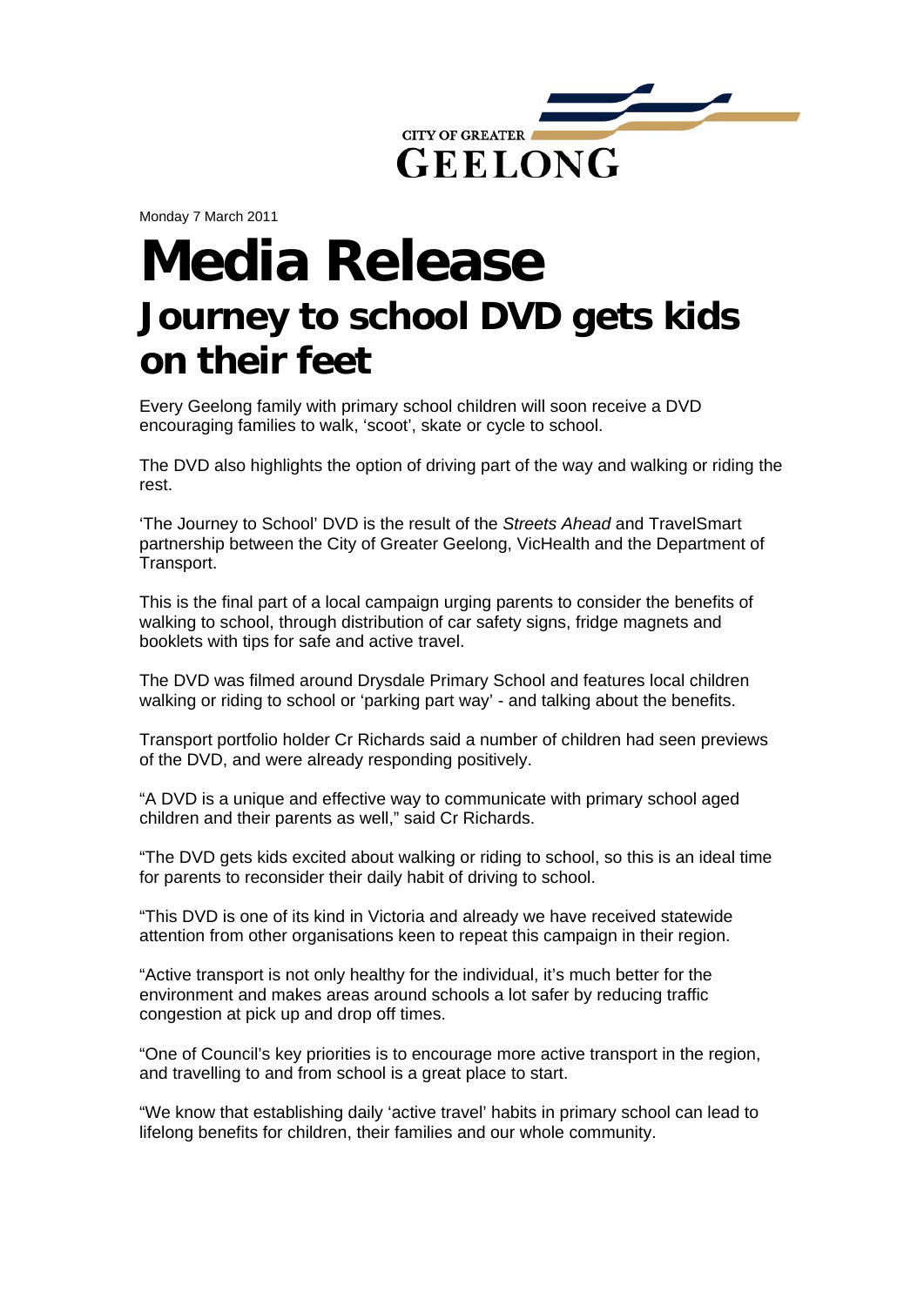CITY OF GREATER GEELONG

Monday 7 March 2011

# Media Release

## Journey to school DVD gets kids on their feet

Every Geelong family with primary school children will soon receive a DVD encouraging families to walk, 'scoot', skate or cycle to school.

The DVD also highlights the option of driving part of the way and walking or riding the rest.

'The Journey to School' DVD is the result of the *Streets Ahead* and TravelSmart partnership between the City of Greater Geelong, VicHealth and the Department of Transport.

This is the final part of a local campaign urging parents to consider the benefits of walking to school, through distribution of car safety signs, fridge magnets and booklets with tips for safe and active travel.

The DVD was filmed around Drysdale Primary School and features local children walking or riding to school or 'parking part way' - and talking about the benefits.

Transport portfolio holder Cr Richards said a number of children had seen previews of the DVD, and were already responding positively.

"A DVD is a unique and effective way to communicate with primary school aged children and their parents as well," said Cr Richards.

"The DVD gets kids excited about walking or riding to school, so this is an ideal time for parents to reconsider their daily habit of driving to school.

"This DVD is one of its kind in Victoria and already we have received statewide attention from other organisations keen to repeat this campaign in their region.

"Active transport is not only healthy for the individual, it's much better for the environment and makes areas around schools a lot safer by reducing traffic congestion at pick up and drop off times.

"One of Council's key priorities is to encourage more active transport in the region, and travelling to and from school is a great place to start.

"We know that establishing daily 'active travel' habits in primary school can lead to lifelong benefits for children, their families and our whole community.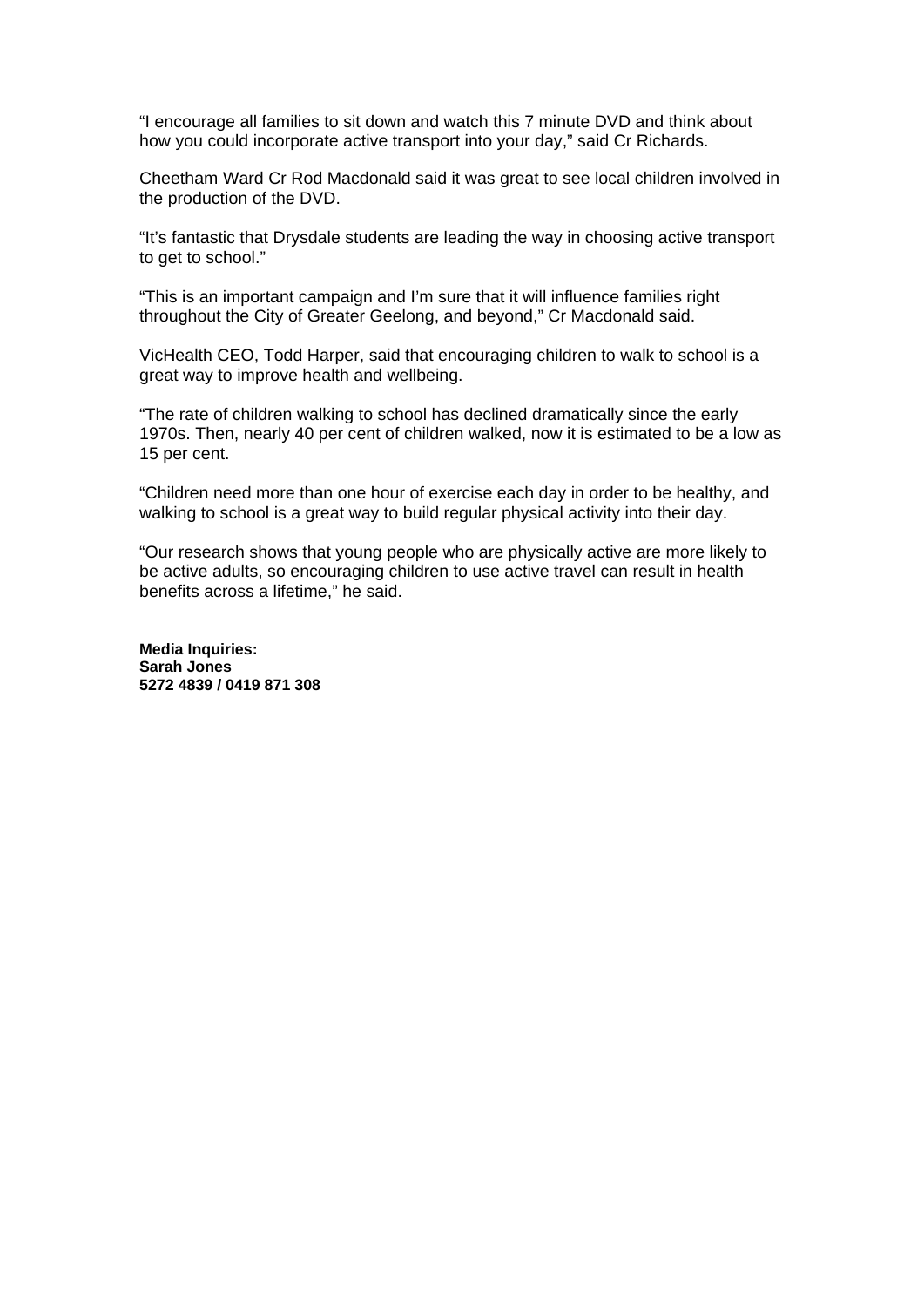"I encourage all families to sit down and watch this 7 minute DVD and think about how you could incorporate active transport into your day," said Cr Richards.

Cheetham Ward Cr Rod Macdonald said it was great to see local children involved in the production of the DVD.

"It's fantastic that Drysdale students are leading the way in choosing active transport to get to school."

"This is an important campaign and I'm sure that it will influence families right throughout the City of Greater Geelong, and beyond," Cr Macdonald said.

VicHealth CEO, Todd Harper, said that encouraging children to walk to school is a great way to improve health and wellbeing.

"The rate of children walking to school has declined dramatically since the early 1970s. Then, nearly 40 per cent of children walked, now it is estimated to be a low as 15 per cent.

"Children need more than one hour of exercise each day in order to be healthy, and walking to school is a great way to build regular physical activity into their day.

"Our research shows that young people who are physically active are more likely to be active adults, so encouraging children to use active travel can result in health benefits across a lifetime," he said.

**Media Inquiries:**
**Sarah Jones**
**5272 4839 / 0419 871 308**